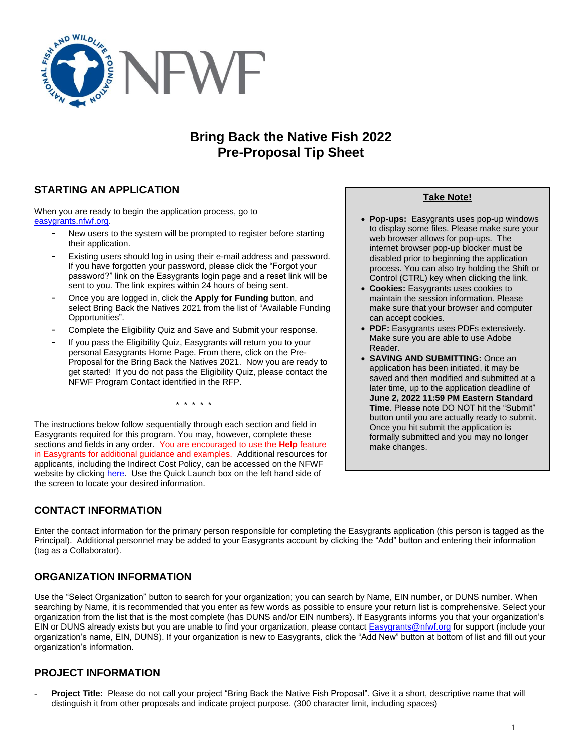# Bring Back the Native Fish 2022
# Pre-Proposal Tip Sheet

## STARTING AN APPLICATION

When you are ready to begin the application process, go to easygrants.nfwf.org.

- New users to the system will be prompted to register before starting their application.
- Existing users should log in using their e-mail address and password. If you have forgotten your password, please click the “Forgot your password?” link on the Easygrants login page and a reset link will be sent to you. The link expires within 24 hours of being sent.
- Once you are logged in, click the **Apply for Funding** button, and select Bring Back the Natives 2021 from the list of “Available Funding Opportunities”.
- Complete the Eligibility Quiz and Save and Submit your response.
- If you pass the Eligibility Quiz, Easygrants will return you to your personal Easygrants Home Page. From there, click on the Pre-Proposal for the Bring Back the Natives 2021. Now you are ready to get started! If you do not pass the Eligibility Quiz, please contact the NFWF Program Contact identified in the RFP.

\* \* \* \* \*

The instructions below follow sequentially through each section and field in Easygrants required for this program. You may, however, complete these sections and fields in any order. You are encouraged to use the **Help** feature in Easygrants for additional guidance and examples. Additional resources for applicants, including the Indirect Cost Policy, can be accessed on the NFWF website by clicking here. Use the Quick Launch box on the left hand side of the screen to locate your desired information.

> **Take Note!**
>
> - **Pop-ups:** Easygrants uses pop-up windows to display some files. Please make sure your web browser allows for pop-ups. The internet browser pop-up blocker must be disabled prior to beginning the application process. You can also try holding the Shift or Control (CTRL) key when clicking the link.
> - **Cookies:** Easygrants uses cookies to maintain the session information. Please make sure that your browser and computer can accept cookies.
> - **PDF:** Easygrants uses PDFs extensively. Make sure you are able to use Adobe Reader.
> - **SAVING AND SUBMITTING:** Once an application has been initiated, it may be saved and then modified and submitted at a later time, up to the application deadline of **June 2, 2022 11:59 PM Eastern Standard Time**. Please note DO NOT hit the “Submit” button until you are actually ready to submit. Once you hit submit the application is formally submitted and you may no longer make changes.

## CONTACT INFORMATION

Enter the contact information for the primary person responsible for completing the Easygrants application (this person is tagged as the Principal). Additional personnel may be added to your Easygrants account by clicking the “Add” button and entering their information (tag as a Collaborator).

## ORGANIZATION INFORMATION

Use the “Select Organization” button to search for your organization; you can search by Name, EIN number, or DUNS number. When searching by Name, it is recommended that you enter as few words as possible to ensure your return list is comprehensive. Select your organization from the list that is the most complete (has DUNS and/or EIN numbers). If Easygrants informs you that your organization’s EIN or DUNS already exists but you are unable to find your organization, please contact Easygrants@nfwf.org for support (include your organization’s name, EIN, DUNS). If your organization is new to Easygrants, click the “Add New” button at bottom of list and fill out your organization’s information.

## PROJECT INFORMATION

- **Project Title:** Please do not call your project “Bring Back the Native Fish Proposal”. Give it a short, descriptive name that will distinguish it from other proposals and indicate project purpose. (300 character limit, including spaces)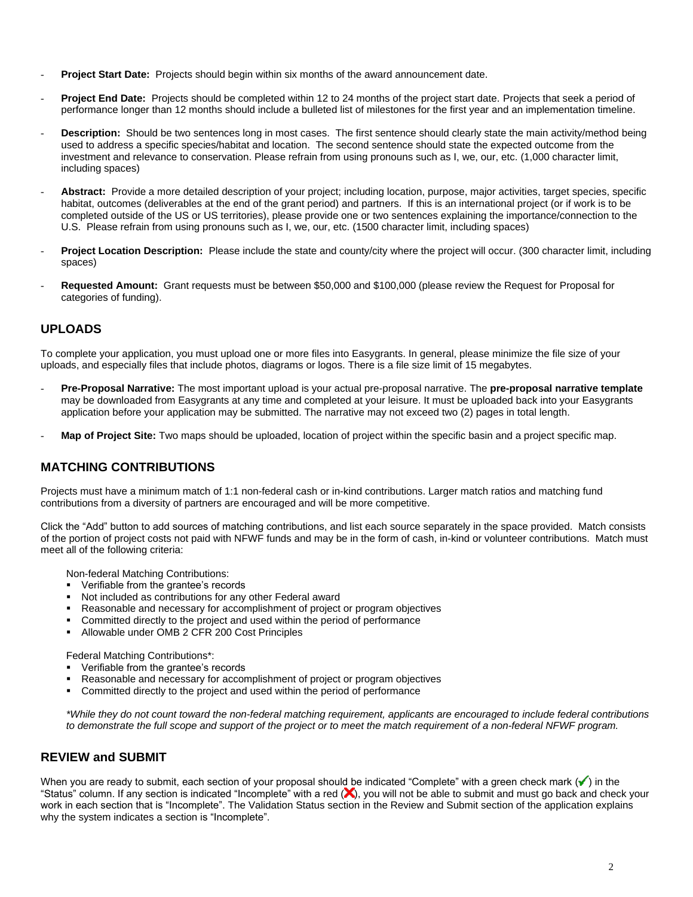- **Project Start Date:** Projects should begin within six months of the award announcement date.
- **Project End Date:** Projects should be completed within 12 to 24 months of the project start date. Projects that seek a period of performance longer than 12 months should include a bulleted list of milestones for the first year and an implementation timeline.
- **Description:** Should be two sentences long in most cases. The first sentence should clearly state the main activity/method being used to address a specific species/habitat and location. The second sentence should state the expected outcome from the investment and relevance to conservation. Please refrain from using pronouns such as I, we, our, etc. (1,000 character limit, including spaces)
- **Abstract:** Provide a more detailed description of your project; including location, purpose, major activities, target species, specific habitat, outcomes (deliverables at the end of the grant period) and partners. If this is an international project (or if work is to be completed outside of the US or US territories), please provide one or two sentences explaining the importance/connection to the U.S. Please refrain from using pronouns such as I, we, our, etc. (1500 character limit, including spaces)
- **Project Location Description:** Please include the state and county/city where the project will occur. (300 character limit, including spaces)
- **Requested Amount:** Grant requests must be between $50,000 and $100,000 (please review the Request for Proposal for categories of funding).

## UPLOADS

To complete your application, you must upload one or more files into Easygrants. In general, please minimize the file size of your uploads, and especially files that include photos, diagrams or logos. There is a file size limit of 15 megabytes.

- **Pre-Proposal Narrative:** The most important upload is your actual pre-proposal narrative. The **pre-proposal narrative template** may be downloaded from Easygrants at any time and completed at your leisure. It must be uploaded back into your Easygrants application before your application may be submitted. The narrative may not exceed two (2) pages in total length.
- **Map of Project Site:** Two maps should be uploaded, location of project within the specific basin and a project specific map.

## MATCHING CONTRIBUTIONS

Projects must have a minimum match of 1:1 non-federal cash or in-kind contributions. Larger match ratios and matching fund contributions from a diversity of partners are encouraged and will be more competitive.

Click the "Add" button to add sources of matching contributions, and list each source separately in the space provided. Match consists of the portion of project costs not paid with NFWF funds and may be in the form of cash, in-kind or volunteer contributions. Match must meet all of the following criteria:

Non-federal Matching Contributions:

- Verifiable from the grantee's records
- Not included as contributions for any other Federal award
- Reasonable and necessary for accomplishment of project or program objectives
- Committed directly to the project and used within the period of performance
- Allowable under OMB 2 CFR 200 Cost Principles

Federal Matching Contributions*:

- Verifiable from the grantee's records
- Reasonable and necessary for accomplishment of project or program objectives
- Committed directly to the project and used within the period of performance

*\*While they do not count toward the non-federal matching requirement, applicants are encouraged to include federal contributions to demonstrate the full scope and support of the project or to meet the match requirement of a non-federal NFWF program.*

## REVIEW and SUBMIT

When you are ready to submit, each section of your proposal should be indicated "Complete" with a green check mark (✔) in the "Status" column. If any section is indicated "Incomplete" with a red (✖), you will not be able to submit and must go back and check your work in each section that is "Incomplete". The Validation Status section in the Review and Submit section of the application explains why the system indicates a section is "Incomplete".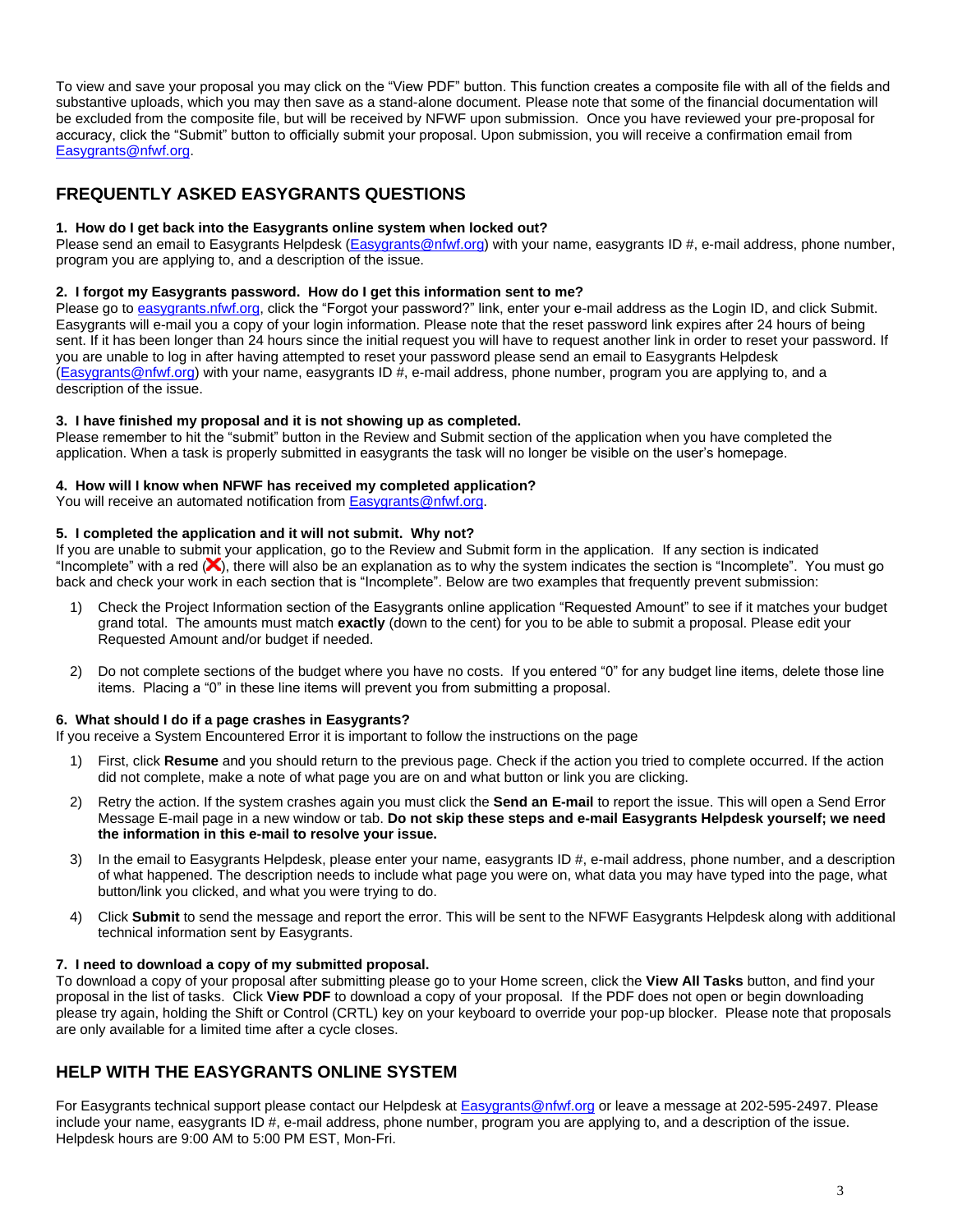To view and save your proposal you may click on the "View PDF" button. This function creates a composite file with all of the fields and substantive uploads, which you may then save as a stand-alone document. Please note that some of the financial documentation will be excluded from the composite file, but will be received by NFWF upon submission. Once you have reviewed your pre-proposal for accuracy, click the "Submit" button to officially submit your proposal. Upon submission, you will receive a confirmation email from Easygrants@nfwf.org.

## FREQUENTLY ASKED EASYGRANTS QUESTIONS

**1. How do I get back into the Easygrants online system when locked out?**
Please send an email to Easygrants Helpdesk (Easygrants@nfwf.org) with your name, easygrants ID #, e-mail address, phone number, program you are applying to, and a description of the issue.

**2. I forgot my Easygrants password. How do I get this information sent to me?**
Please go to easygrants.nfwf.org, click the "Forgot your password?" link, enter your e-mail address as the Login ID, and click Submit. Easygrants will e-mail you a copy of your login information. Please note that the reset password link expires after 24 hours of being sent. If it has been longer than 24 hours since the initial request you will have to request another link in order to reset your password. If you are unable to log in after having attempted to reset your password please send an email to Easygrants Helpdesk (Easygrants@nfwf.org) with your name, easygrants ID #, e-mail address, phone number, program you are applying to, and a description of the issue.

**3. I have finished my proposal and it is not showing up as completed.**
Please remember to hit the "submit" button in the Review and Submit section of the application when you have completed the application. When a task is properly submitted in easygrants the task will no longer be visible on the user's homepage.

**4. How will I know when NFWF has received my completed application?**
You will receive an automated notification from Easygrants@nfwf.org.

**5. I completed the application and it will not submit. Why not?**
If you are unable to submit your application, go to the Review and Submit form in the application. If any section is indicated "Incomplete" with a red (❌), there will also be an explanation as to why the system indicates the section is "Incomplete". You must go back and check your work in each section that is "Incomplete". Below are two examples that frequently prevent submission:

1) Check the Project Information section of the Easygrants online application "Requested Amount" to see if it matches your budget grand total. The amounts must match **exactly** (down to the cent) for you to be able to submit a proposal. Please edit your Requested Amount and/or budget if needed.

2) Do not complete sections of the budget where you have no costs. If you entered "0" for any budget line items, delete those line items. Placing a "0" in these line items will prevent you from submitting a proposal.

**6. What should I do if a page crashes in Easygrants?**
If you receive a System Encountered Error it is important to follow the instructions on the page

1) First, click **Resume** and you should return to the previous page. Check if the action you tried to complete occurred. If the action did not complete, make a note of what page you are on and what button or link you are clicking.

2) Retry the action. If the system crashes again you must click the **Send an E-mail** to report the issue. This will open a Send Error Message E-mail page in a new window or tab. **Do not skip these steps and e-mail Easygrants Helpdesk yourself; we need the information in this e-mail to resolve your issue.**

3) In the email to Easygrants Helpdesk, please enter your name, easygrants ID #, e-mail address, phone number, and a description of what happened. The description needs to include what page you were on, what data you may have typed into the page, what button/link you clicked, and what you were trying to do.

4) Click **Submit** to send the message and report the error. This will be sent to the NFWF Easygrants Helpdesk along with additional technical information sent by Easygrants.

**7. I need to download a copy of my submitted proposal.**
To download a copy of your proposal after submitting please go to your Home screen, click the **View All Tasks** button, and find your proposal in the list of tasks. Click **View PDF** to download a copy of your proposal. If the PDF does not open or begin downloading please try again, holding the Shift or Control (CRTL) key on your keyboard to override your pop-up blocker. Please note that proposals are only available for a limited time after a cycle closes.

## HELP WITH THE EASYGRANTS ONLINE SYSTEM

For Easygrants technical support please contact our Helpdesk at Easygrants@nfwf.org or leave a message at 202-595-2497. Please include your name, easygrants ID #, e-mail address, phone number, program you are applying to, and a description of the issue. Helpdesk hours are 9:00 AM to 5:00 PM EST, Mon-Fri.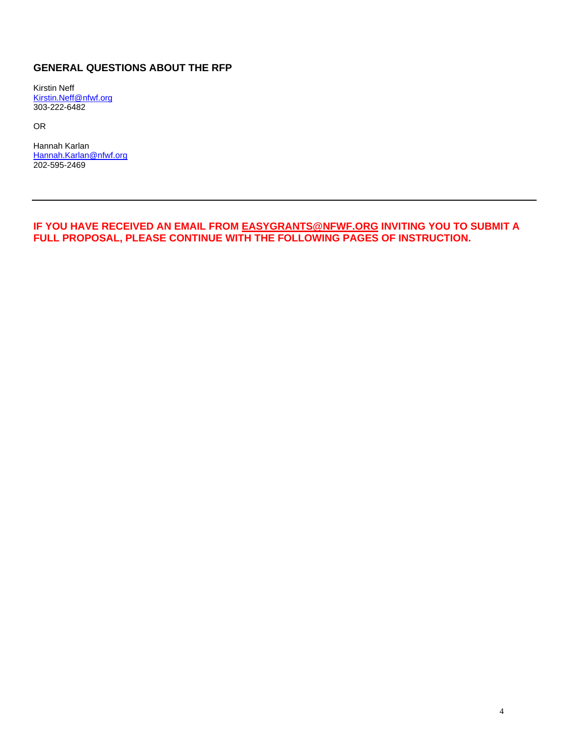## GENERAL QUESTIONS ABOUT THE RFP

Kirstin Neff
Kirstin.Neff@nfwf.org
303-222-6482

OR

Hannah Karlan
Hannah.Karlan@nfwf.org
202-595-2469

---

**IF YOU HAVE RECEIVED AN EMAIL FROM EASYGRANTS@NFWF.ORG INVITING YOU TO SUBMIT A FULL PROPOSAL, PLEASE CONTINUE WITH THE FOLLOWING PAGES OF INSTRUCTION.**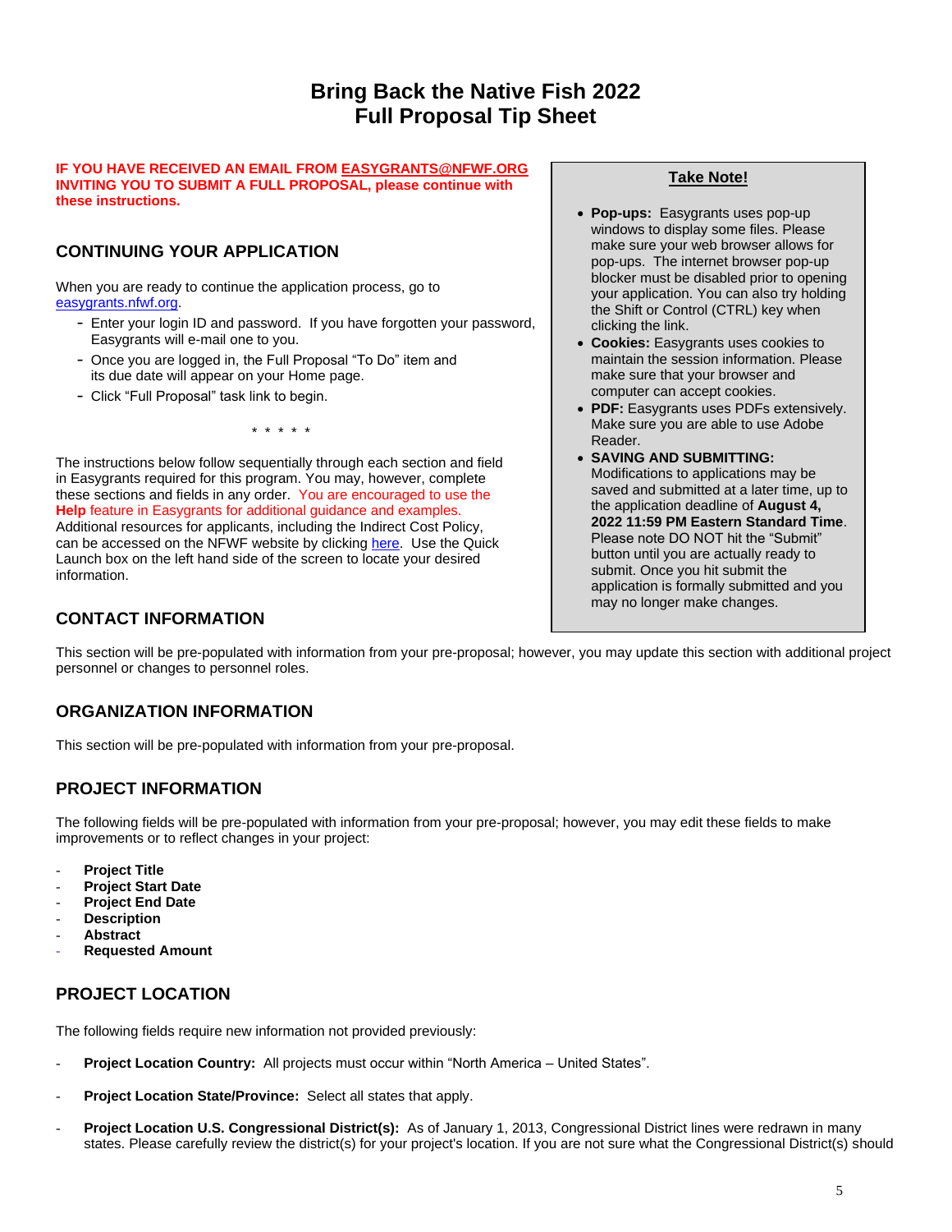# Bring Back the Native Fish 2022
# Full Proposal Tip Sheet

**IF YOU HAVE RECEIVED AN EMAIL FROM EASYGRANTS@NFWF.ORG INVITING YOU TO SUBMIT A FULL PROPOSAL, please continue with these instructions.**

## CONTINUING YOUR APPLICATION

When you are ready to continue the application process, go to easygrants.nfwf.org.

- Enter your login ID and password. If you have forgotten your password, Easygrants will e-mail one to you.
- Once you are logged in, the Full Proposal "To Do" item and its due date will appear on your Home page.
- Click "Full Proposal" task link to begin.

\* \* \* \* \*

The instructions below follow sequentially through each section and field in Easygrants required for this program. You may, however, complete these sections and fields in any order. You are encouraged to use the **Help** feature in Easygrants for additional guidance and examples. Additional resources for applicants, including the Indirect Cost Policy, can be accessed on the NFWF website by clicking here. Use the Quick Launch box on the left hand side of the screen to locate your desired information.

> **Take Note!**
>
> - **Pop-ups:** Easygrants uses pop-up windows to display some files. Please make sure your web browser allows for pop-ups. The internet browser pop-up blocker must be disabled prior to opening your application. You can also try holding the Shift or Control (CTRL) key when clicking the link.
> - **Cookies:** Easygrants uses cookies to maintain the session information. Please make sure that your browser and computer can accept cookies.
> - **PDF:** Easygrants uses PDFs extensively. Make sure you are able to use Adobe Reader.
> - **SAVING AND SUBMITTING:** Modifications to applications may be saved and submitted at a later time, up to the application deadline of **August 4, 2022 11:59 PM Eastern Standard Time**. Please note DO NOT hit the "Submit" button until you are actually ready to submit. Once you hit submit the application is formally submitted and you may no longer make changes.

## CONTACT INFORMATION

This section will be pre-populated with information from your pre-proposal; however, you may update this section with additional project personnel or changes to personnel roles.

## ORGANIZATION INFORMATION

This section will be pre-populated with information from your pre-proposal.

## PROJECT INFORMATION

The following fields will be pre-populated with information from your pre-proposal; however, you may edit these fields to make improvements or to reflect changes in your project:

- **Project Title**
- **Project Start Date**
- **Project End Date**
- **Description**
- **Abstract**
- **Requested Amount**

## PROJECT LOCATION

The following fields require new information not provided previously:

- **Project Location Country:** All projects must occur within "North America – United States".
- **Project Location State/Province:** Select all states that apply.
- **Project Location U.S. Congressional District(s):** As of January 1, 2013, Congressional District lines were redrawn in many states. Please carefully review the district(s) for your project's location. If you are not sure what the Congressional District(s) should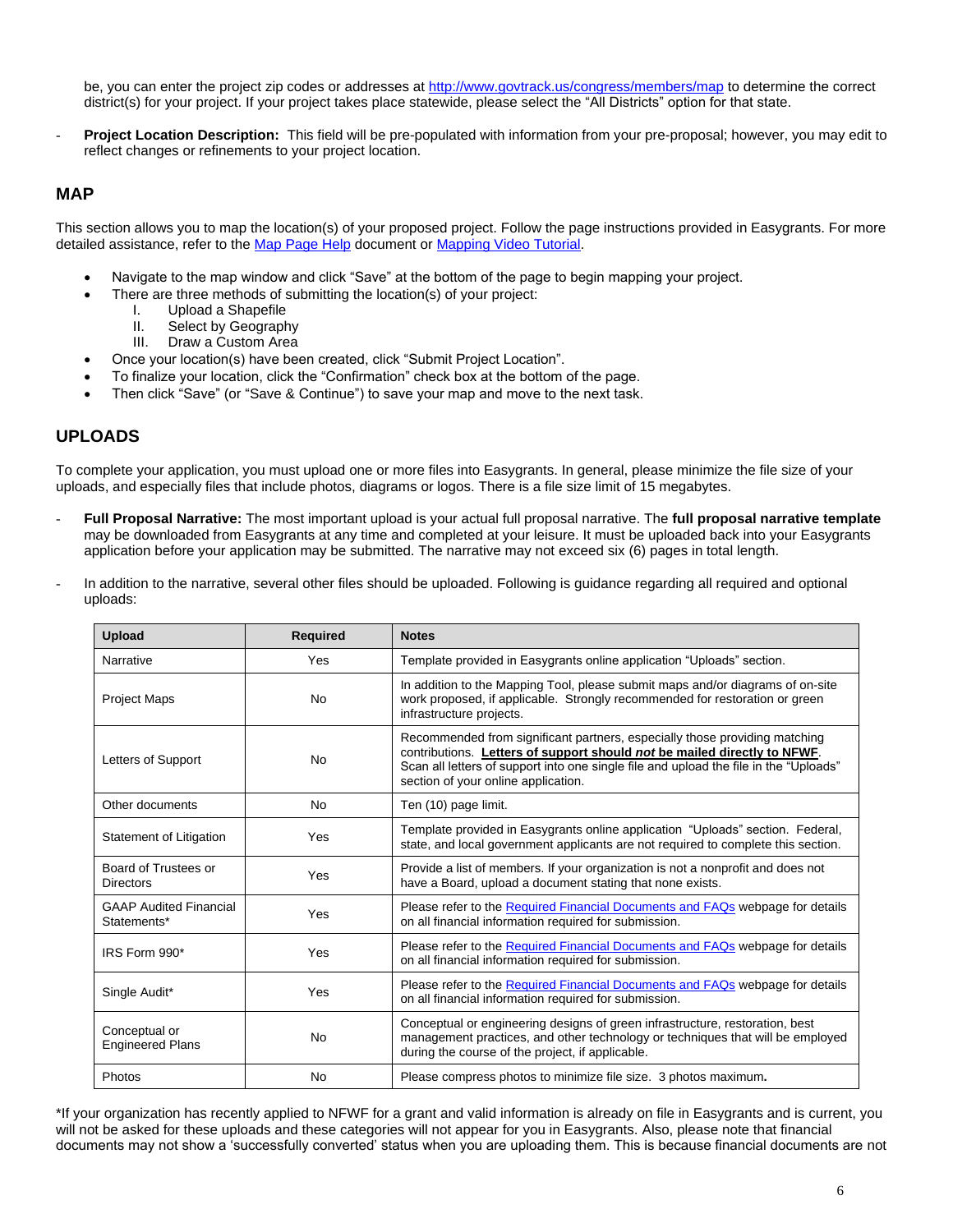be, you can enter the project zip codes or addresses at http://www.govtrack.us/congress/members/map to determine the correct district(s) for your project. If your project takes place statewide, please select the "All Districts" option for that state.

- **Project Location Description:** This field will be pre-populated with information from your pre-proposal; however, you may edit to reflect changes or refinements to your project location.

## MAP

This section allows you to map the location(s) of your proposed project. Follow the page instructions provided in Easygrants. For more detailed assistance, refer to the Map Page Help document or Mapping Video Tutorial.

- Navigate to the map window and click "Save" at the bottom of the page to begin mapping your project.
- There are three methods of submitting the location(s) of your project:
  - I. Upload a Shapefile
  - II. Select by Geography
  - III. Draw a Custom Area
- Once your location(s) have been created, click "Submit Project Location".
- To finalize your location, click the "Confirmation" check box at the bottom of the page.
- Then click "Save" (or "Save & Continue") to save your map and move to the next task.

## UPLOADS

To complete your application, you must upload one or more files into Easygrants. In general, please minimize the file size of your uploads, and especially files that include photos, diagrams or logos. There is a file size limit of 15 megabytes.

- **Full Proposal Narrative:** The most important upload is your actual full proposal narrative. The **full proposal narrative template** may be downloaded from Easygrants at any time and completed at your leisure. It must be uploaded back into your Easygrants application before your application may be submitted. The narrative may not exceed six (6) pages in total length.

- In addition to the narrative, several other files should be uploaded. Following is guidance regarding all required and optional uploads:

| Upload | Required | Notes |
|---|---|---|
| Narrative | Yes | Template provided in Easygrants online application "Uploads" section. |
| Project Maps | No | In addition to the Mapping Tool, please submit maps and/or diagrams of on-site work proposed, if applicable. Strongly recommended for restoration or green infrastructure projects. |
| Letters of Support | No | Recommended from significant partners, especially those providing matching contributions. **Letters of support should *not* be mailed directly to NFWF**. Scan all letters of support into one single file and upload the file in the "Uploads" section of your online application. |
| Other documents | No | Ten (10) page limit. |
| Statement of Litigation | Yes | Template provided in Easygrants online application "Uploads" section. Federal, state, and local government applicants are not required to complete this section. |
| Board of Trustees or Directors | Yes | Provide a list of members. If your organization is not a nonprofit and does not have a Board, upload a document stating that none exists. |
| GAAP Audited Financial Statements* | Yes | Please refer to the Required Financial Documents and FAQs webpage for details on all financial information required for submission. |
| IRS Form 990* | Yes | Please refer to the Required Financial Documents and FAQs webpage for details on all financial information required for submission. |
| Single Audit* | Yes | Please refer to the Required Financial Documents and FAQs webpage for details on all financial information required for submission. |
| Conceptual or Engineered Plans | No | Conceptual or engineering designs of green infrastructure, restoration, best management practices, and other technology or techniques that will be employed during the course of the project, if applicable. |
| Photos | No | Please compress photos to minimize file size. 3 photos maximum. |

*If your organization has recently applied to NFWF for a grant and valid information is already on file in Easygrants and is current, you will not be asked for these uploads and these categories will not appear for you in Easygrants. Also, please note that financial documents may not show a 'successfully converted' status when you are uploading them. This is because financial documents are not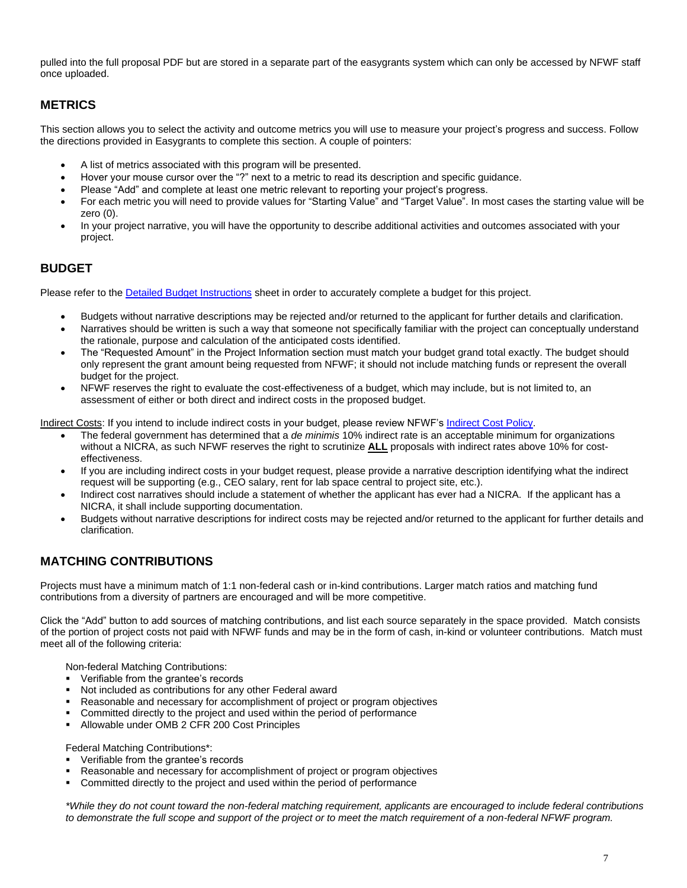pulled into the full proposal PDF but are stored in a separate part of the easygrants system which can only be accessed by NFWF staff once uploaded.

## METRICS

This section allows you to select the activity and outcome metrics you will use to measure your project's progress and success. Follow the directions provided in Easygrants to complete this section. A couple of pointers:

- A list of metrics associated with this program will be presented.
- Hover your mouse cursor over the "?" next to a metric to read its description and specific guidance.
- Please "Add" and complete at least one metric relevant to reporting your project's progress.
- For each metric you will need to provide values for "Starting Value" and "Target Value". In most cases the starting value will be zero (0).
- In your project narrative, you will have the opportunity to describe additional activities and outcomes associated with your project.

## BUDGET

Please refer to the Detailed Budget Instructions sheet in order to accurately complete a budget for this project.

- Budgets without narrative descriptions may be rejected and/or returned to the applicant for further details and clarification.
- Narratives should be written is such a way that someone not specifically familiar with the project can conceptually understand the rationale, purpose and calculation of the anticipated costs identified.
- The "Requested Amount" in the Project Information section must match your budget grand total exactly. The budget should only represent the grant amount being requested from NFWF; it should not include matching funds or represent the overall budget for the project.
- NFWF reserves the right to evaluate the cost-effectiveness of a budget, which may include, but is not limited to, an assessment of either or both direct and indirect costs in the proposed budget.

Indirect Costs: If you intend to include indirect costs in your budget, please review NFWF's Indirect Cost Policy.

- The federal government has determined that a *de minimis* 10% indirect rate is an acceptable minimum for organizations without a NICRA, as such NFWF reserves the right to scrutinize **ALL** proposals with indirect rates above 10% for cost-effectiveness.
- If you are including indirect costs in your budget request, please provide a narrative description identifying what the indirect request will be supporting (e.g., CEO salary, rent for lab space central to project site, etc.).
- Indirect cost narratives should include a statement of whether the applicant has ever had a NICRA. If the applicant has a NICRA, it shall include supporting documentation.
- Budgets without narrative descriptions for indirect costs may be rejected and/or returned to the applicant for further details and clarification.

## MATCHING CONTRIBUTIONS

Projects must have a minimum match of 1:1 non-federal cash or in-kind contributions. Larger match ratios and matching fund contributions from a diversity of partners are encouraged and will be more competitive.

Click the "Add" button to add sources of matching contributions, and list each source separately in the space provided. Match consists of the portion of project costs not paid with NFWF funds and may be in the form of cash, in-kind or volunteer contributions. Match must meet all of the following criteria:

Non-federal Matching Contributions:

- Verifiable from the grantee's records
- Not included as contributions for any other Federal award
- Reasonable and necessary for accomplishment of project or program objectives
- Committed directly to the project and used within the period of performance
- Allowable under OMB 2 CFR 200 Cost Principles

Federal Matching Contributions*:

- Verifiable from the grantee's records
- Reasonable and necessary for accomplishment of project or program objectives
- Committed directly to the project and used within the period of performance

*\*While they do not count toward the non-federal matching requirement, applicants are encouraged to include federal contributions to demonstrate the full scope and support of the project or to meet the match requirement of a non-federal NFWF program.*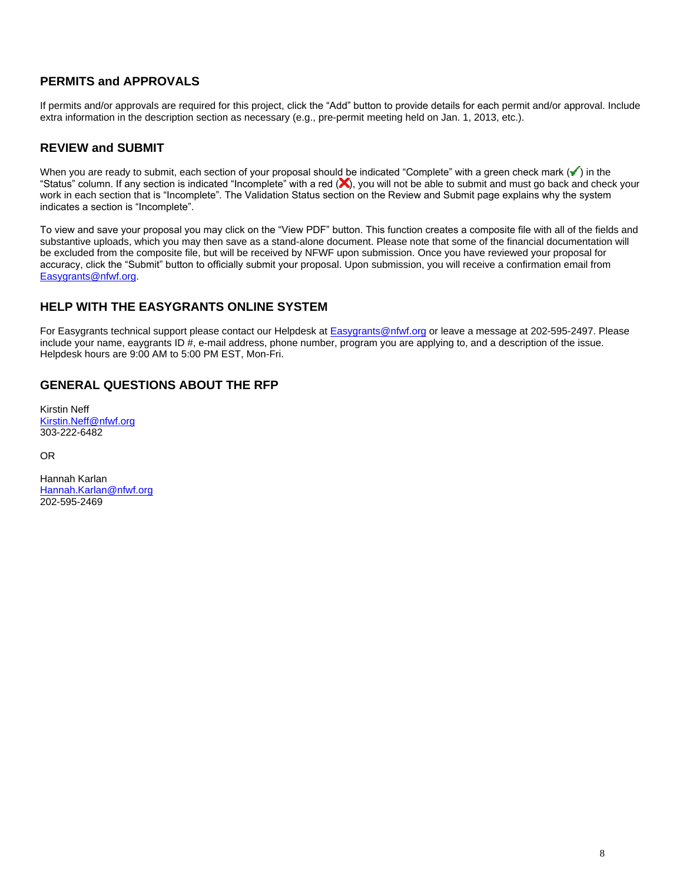## PERMITS and APPROVALS

If permits and/or approvals are required for this project, click the "Add" button to provide details for each permit and/or approval. Include extra information in the description section as necessary (e.g., pre-permit meeting held on Jan. 1, 2013, etc.).

## REVIEW and SUBMIT

When you are ready to submit, each section of your proposal should be indicated "Complete" with a green check mark (✓) in the "Status" column. If any section is indicated "Incomplete" with a red (✗), you will not be able to submit and must go back and check your work in each section that is "Incomplete". The Validation Status section on the Review and Submit page explains why the system indicates a section is "Incomplete".

To view and save your proposal you may click on the "View PDF" button. This function creates a composite file with all of the fields and substantive uploads, which you may then save as a stand-alone document. Please note that some of the financial documentation will be excluded from the composite file, but will be received by NFWF upon submission. Once you have reviewed your proposal for accuracy, click the "Submit" button to officially submit your proposal. Upon submission, you will receive a confirmation email from Easygrants@nfwf.org.

## HELP WITH THE EASYGRANTS ONLINE SYSTEM

For Easygrants technical support please contact our Helpdesk at Easygrants@nfwf.org or leave a message at 202-595-2497. Please include your name, eaygrants ID #, e-mail address, phone number, program you are applying to, and a description of the issue. Helpdesk hours are 9:00 AM to 5:00 PM EST, Mon-Fri.

## GENERAL QUESTIONS ABOUT THE RFP

Kirstin Neff  
Kirstin.Neff@nfwf.org  
303-222-6482

OR

Hannah Karlan  
Hannah.Karlan@nfwf.org  
202-595-2469